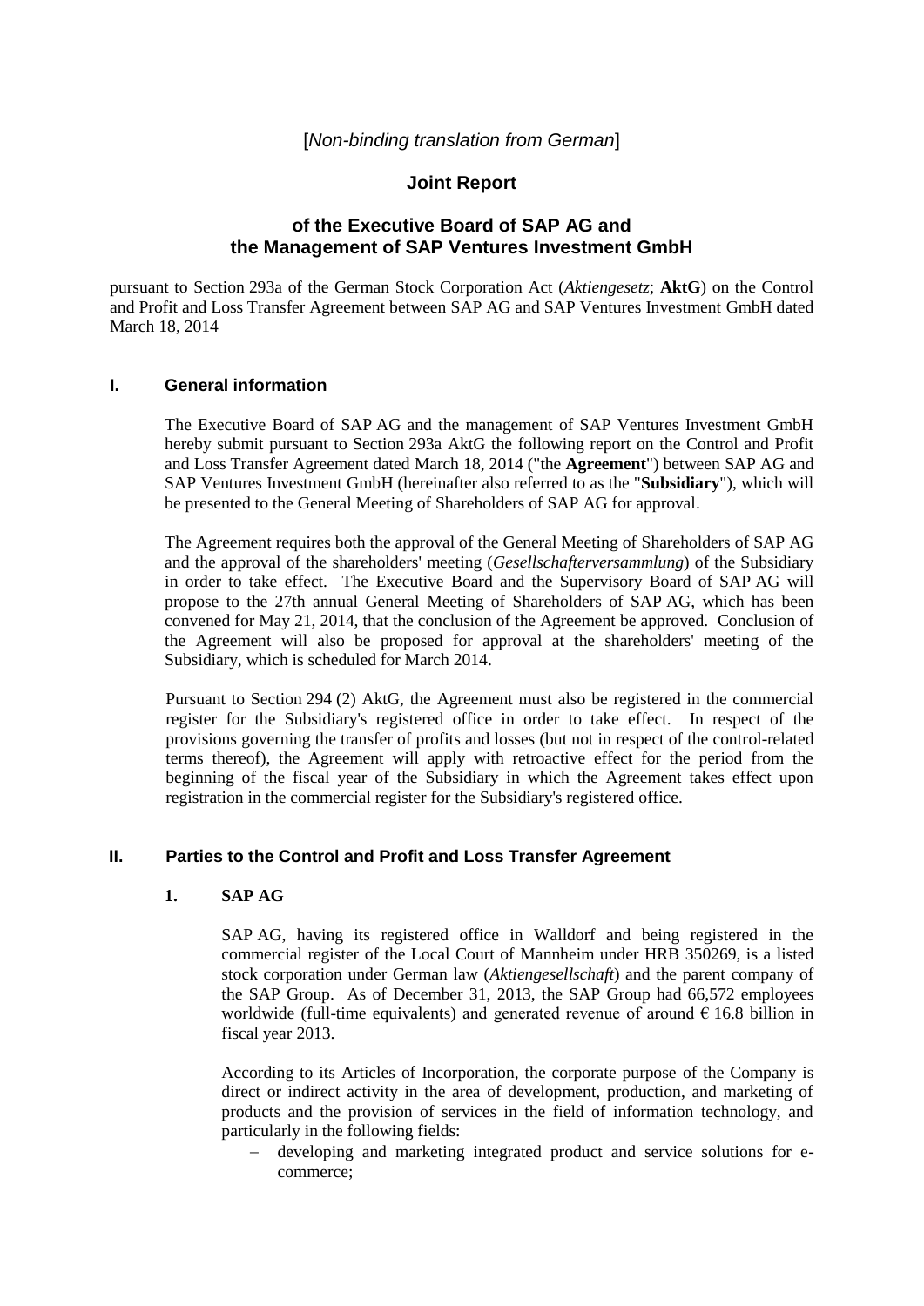[*Non-binding translation from German*]

# Joint Report

## of the Executive Board of SAP AG and the Management of SAP Ventures Investment GmbH

pursuant to Section 293a of the German Stock Corporation Act (*Aktiengesetz*; **AktG**) on the Control and Profit and Loss Transfer Agreement between SAP AG and SAP Ventures Investment GmbH dated March 18, 2014

## I. General information

The Executive Board of SAP AG and the management of SAP Ventures Investment GmbH hereby submit pursuant to Section 293a AktG the following report on the Control and Profit and Loss Transfer Agreement dated March 18, 2014 ("the **Agreement**") between SAP AG and SAP Ventures Investment GmbH (hereinafter also referred to as the "**Subsidiary**"), which will be presented to the General Meeting of Shareholders of SAP AG for approval.

The Agreement requires both the approval of the General Meeting of Shareholders of SAP AG and the approval of the shareholders' meeting (*Gesellschafterversammlung*) of the Subsidiary in order to take effect. The Executive Board and the Supervisory Board of SAP AG will propose to the 27th annual General Meeting of Shareholders of SAP AG, which has been convened for May 21, 2014, that the conclusion of the Agreement be approved. Conclusion of the Agreement will also be proposed for approval at the shareholders' meeting of the Subsidiary, which is scheduled for March 2014.

Pursuant to Section 294 (2) AktG, the Agreement must also be registered in the commercial register for the Subsidiary's registered office in order to take effect. In respect of the provisions governing the transfer of profits and losses (but not in respect of the control-related terms thereof), the Agreement will apply with retroactive effect for the period from the beginning of the fiscal year of the Subsidiary in which the Agreement takes effect upon registration in the commercial register for the Subsidiary's registered office.

## II. Parties to the Control and Profit and Loss Transfer Agreement

### 1. SAP AG

SAP AG, having its registered office in Walldorf and being registered in the commercial register of the Local Court of Mannheim under HRB 350269, is a listed stock corporation under German law (*Aktiengesellschaft*) and the parent company of the SAP Group. As of December 31, 2013, the SAP Group had 66,572 employees worldwide (full-time equivalents) and generated revenue of around € 16.8 billion in fiscal year 2013.

According to its Articles of Incorporation, the corporate purpose of the Company is direct or indirect activity in the area of development, production, and marketing of products and the provision of services in the field of information technology, and particularly in the following fields:

– developing and marketing integrated product and service solutions for e-commerce;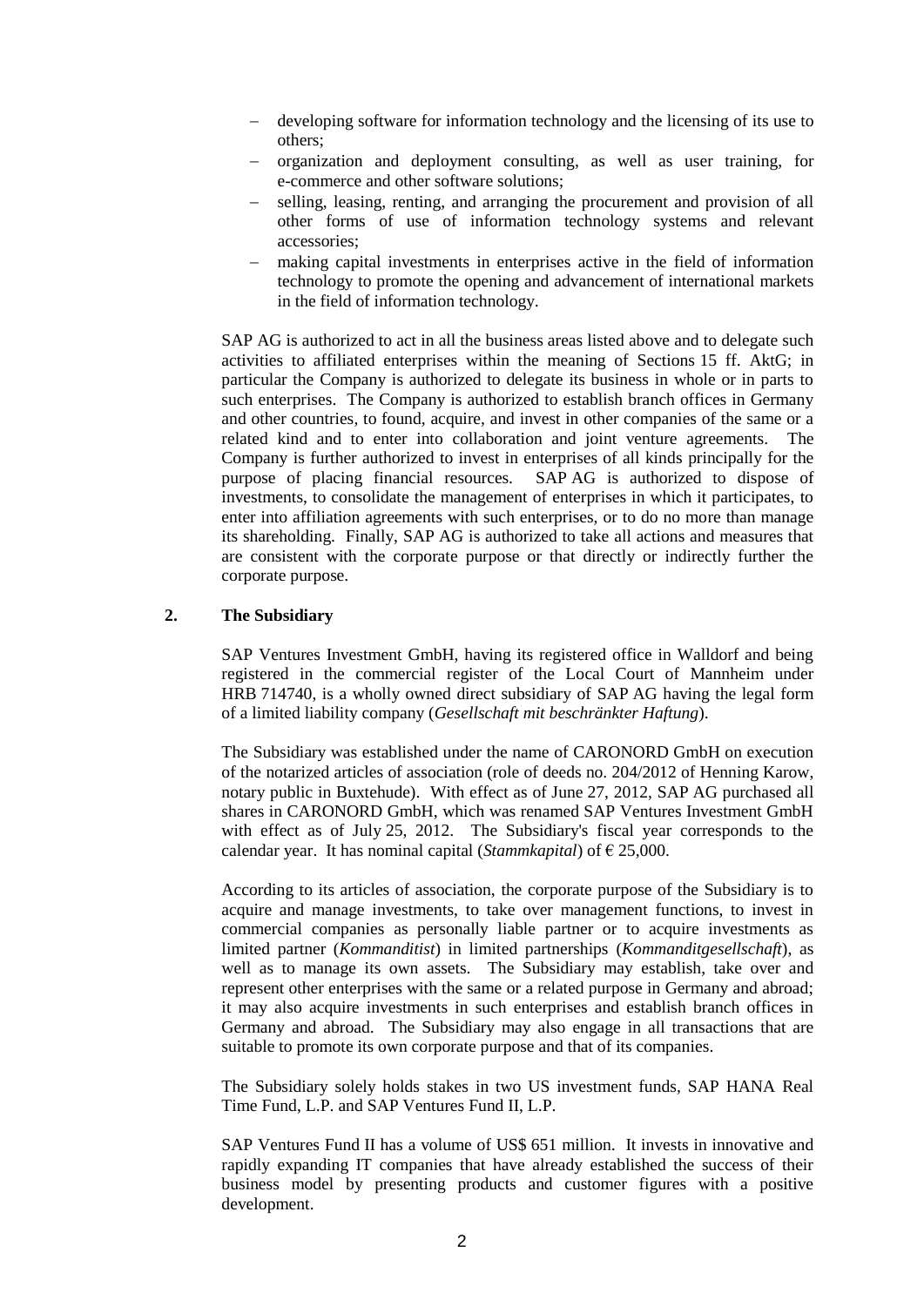- developing software for information technology and the licensing of its use to others;
- organization and deployment consulting, as well as user training, for e-commerce and other software solutions;
- selling, leasing, renting, and arranging the procurement and provision of all other forms of use of information technology systems and relevant accessories;
- making capital investments in enterprises active in the field of information technology to promote the opening and advancement of international markets in the field of information technology.

SAP AG is authorized to act in all the business areas listed above and to delegate such activities to affiliated enterprises within the meaning of Sections 15 ff. AktG; in particular the Company is authorized to delegate its business in whole or in parts to such enterprises. The Company is authorized to establish branch offices in Germany and other countries, to found, acquire, and invest in other companies of the same or a related kind and to enter into collaboration and joint venture agreements. The Company is further authorized to invest in enterprises of all kinds principally for the purpose of placing financial resources. SAP AG is authorized to dispose of investments, to consolidate the management of enterprises in which it participates, to enter into affiliation agreements with such enterprises, or to do no more than manage its shareholding. Finally, SAP AG is authorized to take all actions and measures that are consistent with the corporate purpose or that directly or indirectly further the corporate purpose.

## 2. The Subsidiary

SAP Ventures Investment GmbH, having its registered office in Walldorf and being registered in the commercial register of the Local Court of Mannheim under HRB 714740, is a wholly owned direct subsidiary of SAP AG having the legal form of a limited liability company (*Gesellschaft mit beschränkter Haftung*).

The Subsidiary was established under the name of CARONORD GmbH on execution of the notarized articles of association (role of deeds no. 204/2012 of Henning Karow, notary public in Buxtehude). With effect as of June 27, 2012, SAP AG purchased all shares in CARONORD GmbH, which was renamed SAP Ventures Investment GmbH with effect as of July 25, 2012. The Subsidiary's fiscal year corresponds to the calendar year. It has nominal capital (*Stammkapital*) of € 25,000.

According to its articles of association, the corporate purpose of the Subsidiary is to acquire and manage investments, to take over management functions, to invest in commercial companies as personally liable partner or to acquire investments as limited partner (*Kommanditist*) in limited partnerships (*Kommanditgesellschaft*), as well as to manage its own assets. The Subsidiary may establish, take over and represent other enterprises with the same or a related purpose in Germany and abroad; it may also acquire investments in such enterprises and establish branch offices in Germany and abroad. The Subsidiary may also engage in all transactions that are suitable to promote its own corporate purpose and that of its companies.

The Subsidiary solely holds stakes in two US investment funds, SAP HANA Real Time Fund, L.P. and SAP Ventures Fund II, L.P.

SAP Ventures Fund II has a volume of US$ 651 million. It invests in innovative and rapidly expanding IT companies that have already established the success of their business model by presenting products and customer figures with a positive development.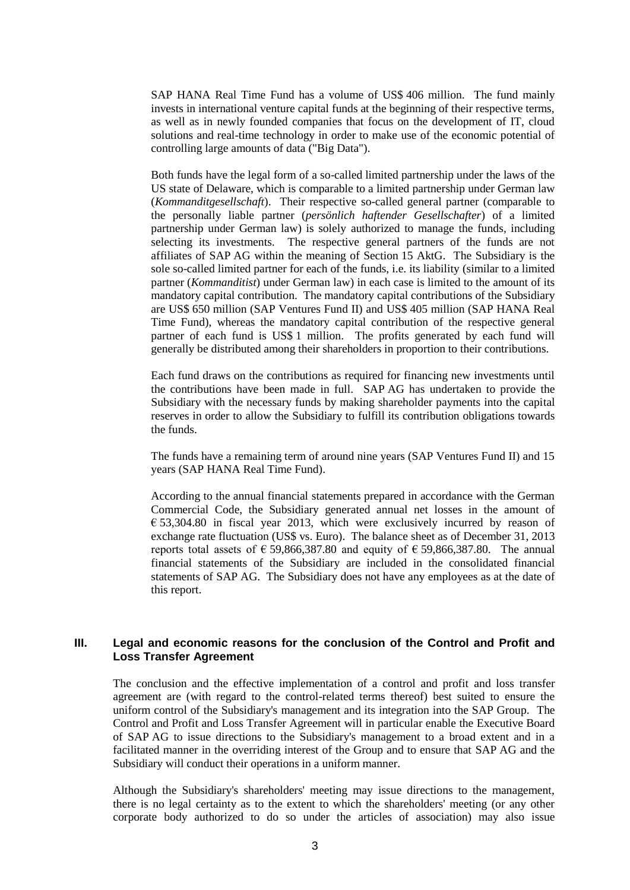SAP HANA Real Time Fund has a volume of US$ 406 million. The fund mainly invests in international venture capital funds at the beginning of their respective terms, as well as in newly founded companies that focus on the development of IT, cloud solutions and real-time technology in order to make use of the economic potential of controlling large amounts of data ("Big Data").

Both funds have the legal form of a so-called limited partnership under the laws of the US state of Delaware, which is comparable to a limited partnership under German law (*Kommanditgesellschaft*). Their respective so-called general partner (comparable to the personally liable partner (*persönlich haftender Gesellschafter*) of a limited partnership under German law) is solely authorized to manage the funds, including selecting its investments. The respective general partners of the funds are not affiliates of SAP AG within the meaning of Section 15 AktG. The Subsidiary is the sole so-called limited partner for each of the funds, i.e. its liability (similar to a limited partner (*Kommanditist*) under German law) in each case is limited to the amount of its mandatory capital contribution. The mandatory capital contributions of the Subsidiary are US$ 650 million (SAP Ventures Fund II) and US$ 405 million (SAP HANA Real Time Fund), whereas the mandatory capital contribution of the respective general partner of each fund is US$ 1 million. The profits generated by each fund will generally be distributed among their shareholders in proportion to their contributions.

Each fund draws on the contributions as required for financing new investments until the contributions have been made in full. SAP AG has undertaken to provide the Subsidiary with the necessary funds by making shareholder payments into the capital reserves in order to allow the Subsidiary to fulfill its contribution obligations towards the funds.

The funds have a remaining term of around nine years (SAP Ventures Fund II) and 15 years (SAP HANA Real Time Fund).

According to the annual financial statements prepared in accordance with the German Commercial Code, the Subsidiary generated annual net losses in the amount of € 53,304.80 in fiscal year 2013, which were exclusively incurred by reason of exchange rate fluctuation (US$ vs. Euro). The balance sheet as of December 31, 2013 reports total assets of € 59,866,387.80 and equity of € 59,866,387.80. The annual financial statements of the Subsidiary are included in the consolidated financial statements of SAP AG. The Subsidiary does not have any employees as at the date of this report.

## III. Legal and economic reasons for the conclusion of the Control and Profit and Loss Transfer Agreement

The conclusion and the effective implementation of a control and profit and loss transfer agreement are (with regard to the control-related terms thereof) best suited to ensure the uniform control of the Subsidiary's management and its integration into the SAP Group. The Control and Profit and Loss Transfer Agreement will in particular enable the Executive Board of SAP AG to issue directions to the Subsidiary's management to a broad extent and in a facilitated manner in the overriding interest of the Group and to ensure that SAP AG and the Subsidiary will conduct their operations in a uniform manner.

Although the Subsidiary's shareholders' meeting may issue directions to the management, there is no legal certainty as to the extent to which the shareholders' meeting (or any other corporate body authorized to do so under the articles of association) may also issue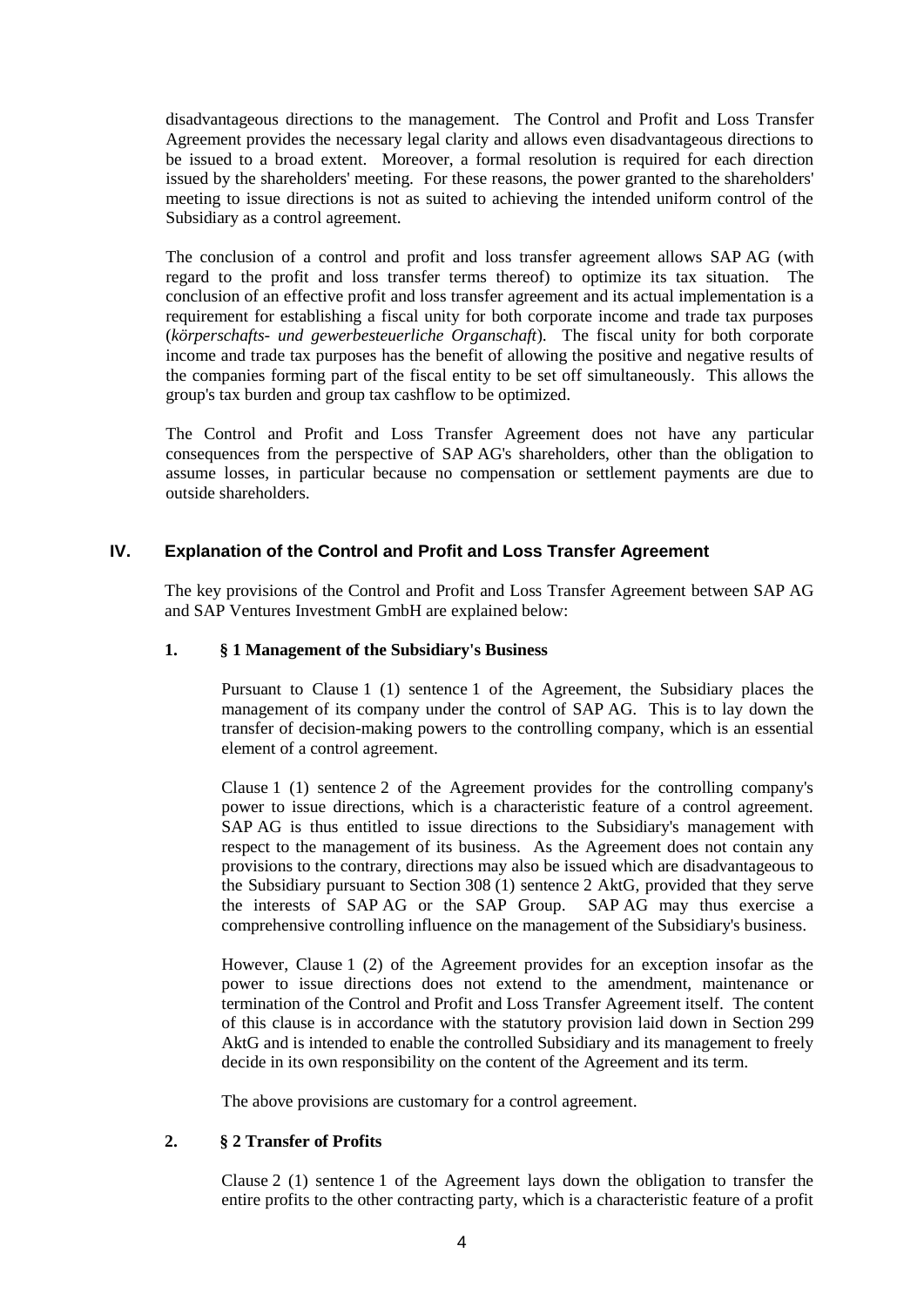disadvantageous directions to the management. The Control and Profit and Loss Transfer Agreement provides the necessary legal clarity and allows even disadvantageous directions to be issued to a broad extent. Moreover, a formal resolution is required for each direction issued by the shareholders' meeting. For these reasons, the power granted to the shareholders' meeting to issue directions is not as suited to achieving the intended uniform control of the Subsidiary as a control agreement.

The conclusion of a control and profit and loss transfer agreement allows SAP AG (with regard to the profit and loss transfer terms thereof) to optimize its tax situation. The conclusion of an effective profit and loss transfer agreement and its actual implementation is a requirement for establishing a fiscal unity for both corporate income and trade tax purposes (*körperschafts- und gewerbesteuerliche Organschaft*). The fiscal unity for both corporate income and trade tax purposes has the benefit of allowing the positive and negative results of the companies forming part of the fiscal entity to be set off simultaneously. This allows the group's tax burden and group tax cashflow to be optimized.

The Control and Profit and Loss Transfer Agreement does not have any particular consequences from the perspective of SAP AG's shareholders, other than the obligation to assume losses, in particular because no compensation or settlement payments are due to outside shareholders.

## IV. Explanation of the Control and Profit and Loss Transfer Agreement

The key provisions of the Control and Profit and Loss Transfer Agreement between SAP AG and SAP Ventures Investment GmbH are explained below:

### 1. § 1 Management of the Subsidiary's Business

Pursuant to Clause 1 (1) sentence 1 of the Agreement, the Subsidiary places the management of its company under the control of SAP AG. This is to lay down the transfer of decision-making powers to the controlling company, which is an essential element of a control agreement.

Clause 1 (1) sentence 2 of the Agreement provides for the controlling company's power to issue directions, which is a characteristic feature of a control agreement. SAP AG is thus entitled to issue directions to the Subsidiary's management with respect to the management of its business. As the Agreement does not contain any provisions to the contrary, directions may also be issued which are disadvantageous to the Subsidiary pursuant to Section 308 (1) sentence 2 AktG, provided that they serve the interests of SAP AG or the SAP Group. SAP AG may thus exercise a comprehensive controlling influence on the management of the Subsidiary's business.

However, Clause 1 (2) of the Agreement provides for an exception insofar as the power to issue directions does not extend to the amendment, maintenance or termination of the Control and Profit and Loss Transfer Agreement itself. The content of this clause is in accordance with the statutory provision laid down in Section 299 AktG and is intended to enable the controlled Subsidiary and its management to freely decide in its own responsibility on the content of the Agreement and its term.

The above provisions are customary for a control agreement.

### 2. § 2 Transfer of Profits

Clause 2 (1) sentence 1 of the Agreement lays down the obligation to transfer the entire profits to the other contracting party, which is a characteristic feature of a profit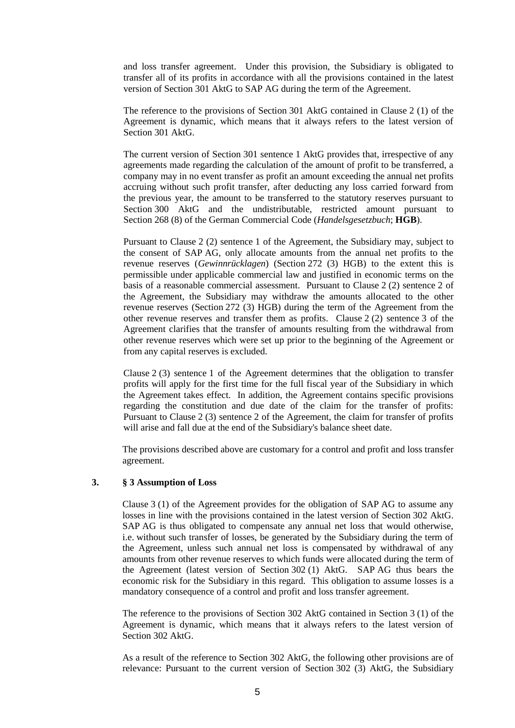and loss transfer agreement. Under this provision, the Subsidiary is obligated to transfer all of its profits in accordance with all the provisions contained in the latest version of Section 301 AktG to SAP AG during the term of the Agreement.

The reference to the provisions of Section 301 AktG contained in Clause 2 (1) of the Agreement is dynamic, which means that it always refers to the latest version of Section 301 AktG.

The current version of Section 301 sentence 1 AktG provides that, irrespective of any agreements made regarding the calculation of the amount of profit to be transferred, a company may in no event transfer as profit an amount exceeding the annual net profits accruing without such profit transfer, after deducting any loss carried forward from the previous year, the amount to be transferred to the statutory reserves pursuant to Section 300 AktG and the undistributable, restricted amount pursuant to Section 268 (8) of the German Commercial Code (*Handelsgesetzbuch*; **HGB**).

Pursuant to Clause 2 (2) sentence 1 of the Agreement, the Subsidiary may, subject to the consent of SAP AG, only allocate amounts from the annual net profits to the revenue reserves (*Gewinnrücklagen*) (Section 272 (3) HGB) to the extent this is permissible under applicable commercial law and justified in economic terms on the basis of a reasonable commercial assessment. Pursuant to Clause 2 (2) sentence 2 of the Agreement, the Subsidiary may withdraw the amounts allocated to the other revenue reserves (Section 272 (3) HGB) during the term of the Agreement from the other revenue reserves and transfer them as profits. Clause 2 (2) sentence 3 of the Agreement clarifies that the transfer of amounts resulting from the withdrawal from other revenue reserves which were set up prior to the beginning of the Agreement or from any capital reserves is excluded.

Clause 2 (3) sentence 1 of the Agreement determines that the obligation to transfer profits will apply for the first time for the full fiscal year of the Subsidiary in which the Agreement takes effect. In addition, the Agreement contains specific provisions regarding the constitution and due date of the claim for the transfer of profits: Pursuant to Clause 2 (3) sentence 2 of the Agreement, the claim for transfer of profits will arise and fall due at the end of the Subsidiary's balance sheet date.

The provisions described above are customary for a control and profit and loss transfer agreement.

### 3. § 3 Assumption of Loss

Clause 3 (1) of the Agreement provides for the obligation of SAP AG to assume any losses in line with the provisions contained in the latest version of Section 302 AktG. SAP AG is thus obligated to compensate any annual net loss that would otherwise, i.e. without such transfer of losses, be generated by the Subsidiary during the term of the Agreement, unless such annual net loss is compensated by withdrawal of any amounts from other revenue reserves to which funds were allocated during the term of the Agreement (latest version of Section 302 (1) AktG. SAP AG thus bears the economic risk for the Subsidiary in this regard. This obligation to assume losses is a mandatory consequence of a control and profit and loss transfer agreement.

The reference to the provisions of Section 302 AktG contained in Section 3 (1) of the Agreement is dynamic, which means that it always refers to the latest version of Section 302 AktG.

As a result of the reference to Section 302 AktG, the following other provisions are of relevance: Pursuant to the current version of Section 302 (3) AktG, the Subsidiary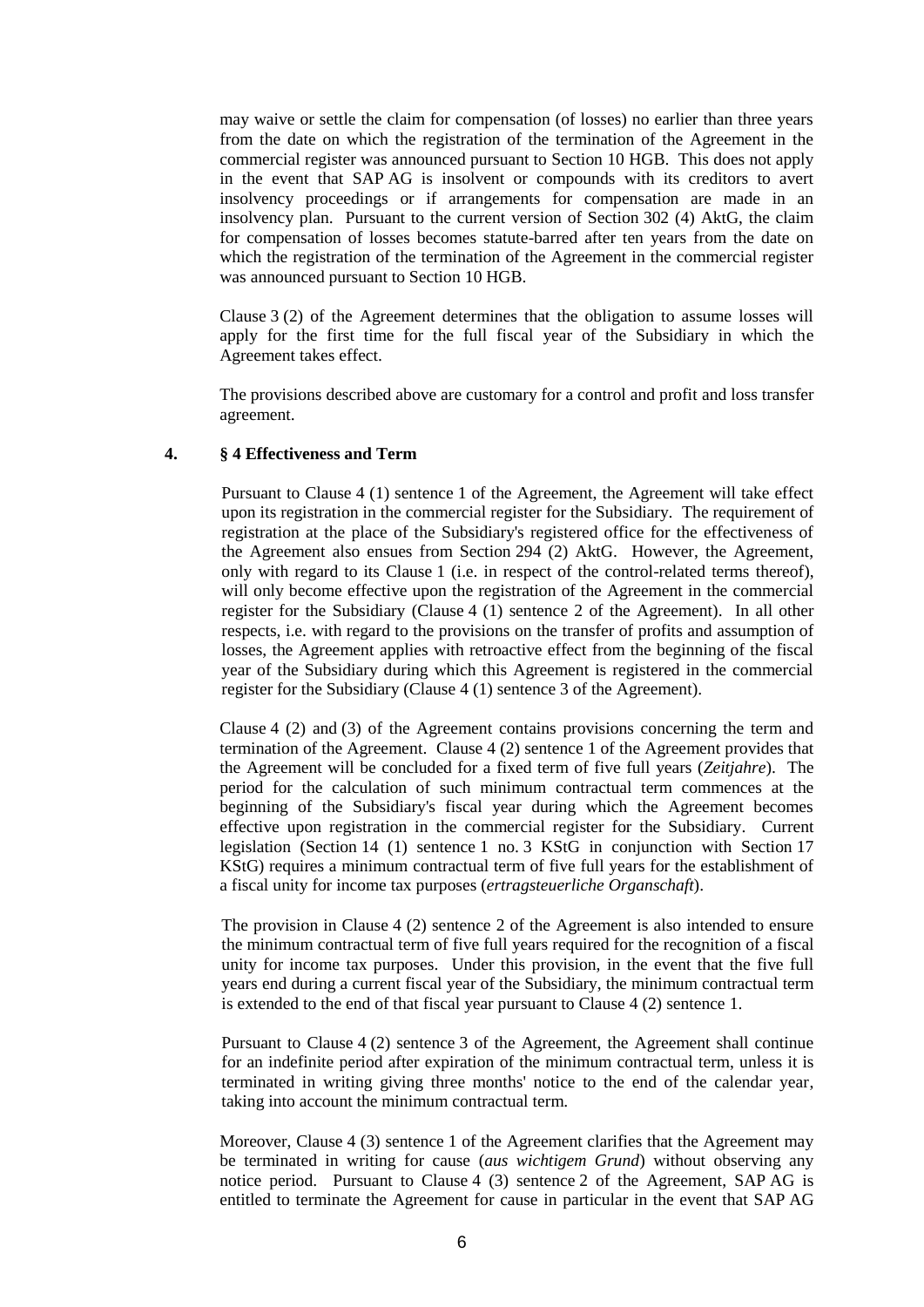may waive or settle the claim for compensation (of losses) no earlier than three years from the date on which the registration of the termination of the Agreement in the commercial register was announced pursuant to Section 10 HGB. This does not apply in the event that SAP AG is insolvent or compounds with its creditors to avert insolvency proceedings or if arrangements for compensation are made in an insolvency plan. Pursuant to the current version of Section 302 (4) AktG, the claim for compensation of losses becomes statute-barred after ten years from the date on which the registration of the termination of the Agreement in the commercial register was announced pursuant to Section 10 HGB.

Clause 3 (2) of the Agreement determines that the obligation to assume losses will apply for the first time for the full fiscal year of the Subsidiary in which the Agreement takes effect.

The provisions described above are customary for a control and profit and loss transfer agreement.

### 4. § 4 Effectiveness and Term

Pursuant to Clause 4 (1) sentence 1 of the Agreement, the Agreement will take effect upon its registration in the commercial register for the Subsidiary. The requirement of registration at the place of the Subsidiary's registered office for the effectiveness of the Agreement also ensues from Section 294 (2) AktG. However, the Agreement, only with regard to its Clause 1 (i.e. in respect of the control-related terms thereof), will only become effective upon the registration of the Agreement in the commercial register for the Subsidiary (Clause 4 (1) sentence 2 of the Agreement). In all other respects, i.e. with regard to the provisions on the transfer of profits and assumption of losses, the Agreement applies with retroactive effect from the beginning of the fiscal year of the Subsidiary during which this Agreement is registered in the commercial register for the Subsidiary (Clause 4 (1) sentence 3 of the Agreement).

Clause 4 (2) and (3) of the Agreement contains provisions concerning the term and termination of the Agreement. Clause 4 (2) sentence 1 of the Agreement provides that the Agreement will be concluded for a fixed term of five full years (*Zeitjahre*). The period for the calculation of such minimum contractual term commences at the beginning of the Subsidiary's fiscal year during which the Agreement becomes effective upon registration in the commercial register for the Subsidiary. Current legislation (Section 14 (1) sentence 1 no. 3 KStG in conjunction with Section 17 KStG) requires a minimum contractual term of five full years for the establishment of a fiscal unity for income tax purposes (*ertragsteuerliche Organschaft*).

The provision in Clause 4 (2) sentence 2 of the Agreement is also intended to ensure the minimum contractual term of five full years required for the recognition of a fiscal unity for income tax purposes. Under this provision, in the event that the five full years end during a current fiscal year of the Subsidiary, the minimum contractual term is extended to the end of that fiscal year pursuant to Clause 4 (2) sentence 1.

Pursuant to Clause 4 (2) sentence 3 of the Agreement, the Agreement shall continue for an indefinite period after expiration of the minimum contractual term, unless it is terminated in writing giving three months' notice to the end of the calendar year, taking into account the minimum contractual term.

Moreover, Clause 4 (3) sentence 1 of the Agreement clarifies that the Agreement may be terminated in writing for cause (*aus wichtigem Grund*) without observing any notice period. Pursuant to Clause 4 (3) sentence 2 of the Agreement, SAP AG is entitled to terminate the Agreement for cause in particular in the event that SAP AG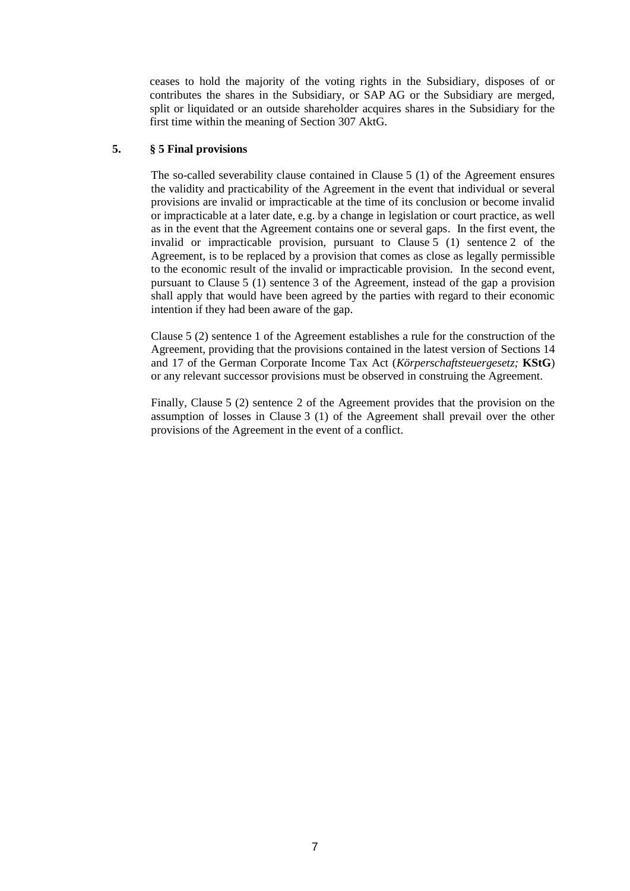ceases to hold the majority of the voting rights in the Subsidiary, disposes of or contributes the shares in the Subsidiary, or SAP AG or the Subsidiary are merged, split or liquidated or an outside shareholder acquires shares in the Subsidiary for the first time within the meaning of Section 307 AktG.

**5. § 5 Final provisions**

The so-called severability clause contained in Clause 5 (1) of the Agreement ensures the validity and practicability of the Agreement in the event that individual or several provisions are invalid or impracticable at the time of its conclusion or become invalid or impracticable at a later date, e.g. by a change in legislation or court practice, as well as in the event that the Agreement contains one or several gaps. In the first event, the invalid or impracticable provision, pursuant to Clause 5 (1) sentence 2 of the Agreement, is to be replaced by a provision that comes as close as legally permissible to the economic result of the invalid or impracticable provision. In the second event, pursuant to Clause 5 (1) sentence 3 of the Agreement, instead of the gap a provision shall apply that would have been agreed by the parties with regard to their economic intention if they had been aware of the gap.

Clause 5 (2) sentence 1 of the Agreement establishes a rule for the construction of the Agreement, providing that the provisions contained in the latest version of Sections 14 and 17 of the German Corporate Income Tax Act (*Körperschaftsteuergesetz;* **KStG**) or any relevant successor provisions must be observed in construing the Agreement.

Finally, Clause 5 (2) sentence 2 of the Agreement provides that the provision on the assumption of losses in Clause 3 (1) of the Agreement shall prevail over the other provisions of the Agreement in the event of a conflict.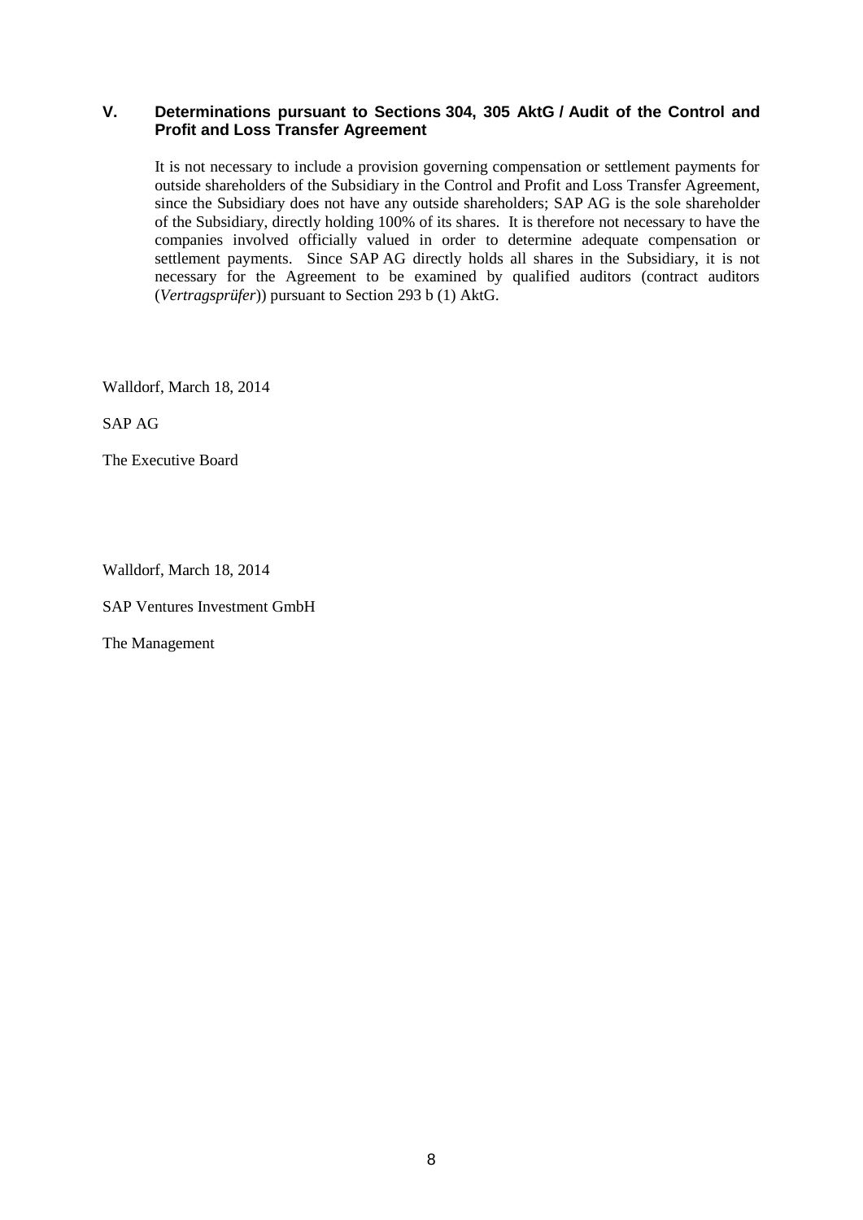## V. Determinations pursuant to Sections 304, 305 AktG / Audit of the Control and Profit and Loss Transfer Agreement

It is not necessary to include a provision governing compensation or settlement payments for outside shareholders of the Subsidiary in the Control and Profit and Loss Transfer Agreement, since the Subsidiary does not have any outside shareholders; SAP AG is the sole shareholder of the Subsidiary, directly holding 100% of its shares. It is therefore not necessary to have the companies involved officially valued in order to determine adequate compensation or settlement payments. Since SAP AG directly holds all shares in the Subsidiary, it is not necessary for the Agreement to be examined by qualified auditors (contract auditors (*Vertragsprüfer*)) pursuant to Section 293 b (1) AktG.

Walldorf, March 18, 2014

SAP AG

The Executive Board

Walldorf, March 18, 2014

SAP Ventures Investment GmbH

The Management